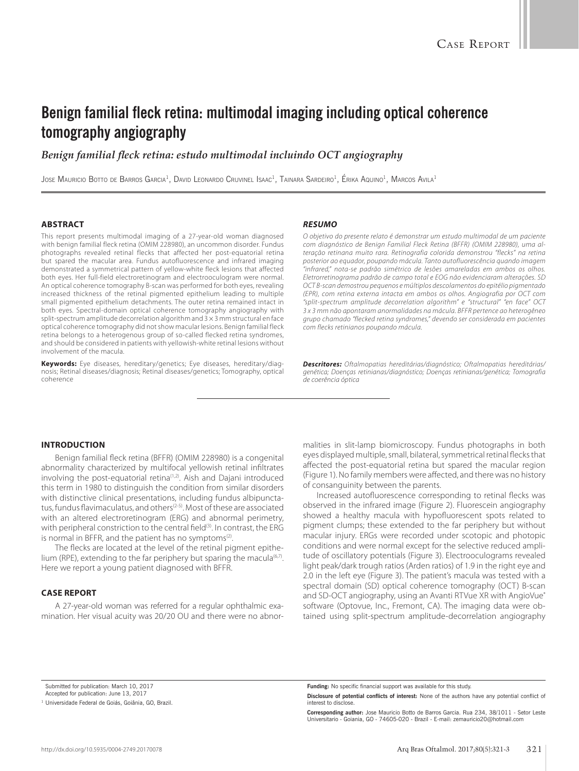Case Report

# Benign familial fleck retina: multimodal imaging including optical coherence tomography angiography

*Benign familial fleck retina: estudo multimodal incluindo OCT angiography*

Jose Mauricio Botto de Barros Garcia[1], David Leonardo Cruvinel Isaac[1], Tainara Sardeiro[1], Érika Aquino[1], Marcos Avila[1]

## ABSTRACT

This report presents multimodal imaging of a 27-year-old woman diagnosed with benign familial fleck retina (OMIM 228980), an uncommon disorder. Fundus photographs revealed retinal flecks that affected her post-equatorial retina but spared the macular area. Fundus autofluorescence and infrared imaging demonstrated a symmetrical pattern of yellow-white fleck lesions that affected both eyes. Her full-field electroretinogram and electrooculogram were normal. An optical coherence tomography B-scan was performed for both eyes, revealing increased thickness of the retinal pigmented epithelium leading to multiple small pigmented epithelium detachments. The outer retina remained intact in both eyes. Spectral-domain optical coherence tomography angiography with split-spectrum amplitude decorrelation algorithm and 3 × 3 mm structural en face optical coherence tomography did not show macular lesions. Benign familial fleck retina belongs to a heterogeneous group of so-called flecked retina syndromes, and should be considered in patients with yellowish-white retinal lesions without involvement of the macula.

**Keywords:** Eye diseases, hereditary/genetics; Eye diseases, hereditary/diagnosis; Retinal diseases/diagnosis; Retinal diseases/genetics; Tomography, optical coherence

## *RESUMO*

*O objetivo do presente relato é demonstrar um estudo multimodal de um paciente com diagnóstico de Benign Familial Fleck Retina (BFFR) (OMIM 228980), uma alteração retinana muito rara. Retinografia colorida demonstrou "flecks" na retina posterior ao equador, poupando mácula. Tanto autofluorescência quando imagem "infrared," nota-se padrão simétrico de lesões amareladas em ambos os olhos. Eletrorretinograma padrão de campo total e EOG não evidenciaram alterações. SD OCT B-scan demostrou pequenos e múltiplos descolamentos do epitélio pigmentado (EPR), com retina externa intacta em ambos os olhos. Angiografia por OCT com "split-spectrum amplitude decorrelation algorithm" e "structural" "en face" OCT 3 x 3 mm não apontaram anormalidades na mácula. BFFR pertence ao heterogêneo grupo chamado "flecked retina syndromes," devendo ser considerada em pacientes com flecks retinianos poupando mácula.*

***Descritores:** Oftalmopatias hereditárias/diagnóstico; Oftalmopatias hereditárias/genética; Doenças retinianas/diagnóstico; Doenças retinianas/genética; Tomografia de coerência óptica*

## INTRODUCTION

Benign familial fleck retina (BFFR) (OMIM 228980) is a congenital abnormality characterized by multifocal yellowish retinal infiltrates involving the post-equatorial retina[1,2]. Aish and Dajani introduced this term in 1980 to distinguish the condition from similar disorders with distinctive clinical presentations, including fundus albipunctatus, fundus flavimaculatus, and others[2-5]. Most of these are associated with an altered electroretinogram (ERG) and abnormal perimetry, with peripheral constriction to the central field[3]. In contrast, the ERG is normal in BFFR, and the patient has no symptoms[2].

The flecks are located at the level of the retinal pigment epithelium (RPE), extending to the far periphery but sparing the macula[6,7]. Here we report a young patient diagnosed with BFFR.

## CASE REPORT

A 27-year-old woman was referred for a regular ophthalmic examination. Her visual acuity was 20/20 OU and there were no abnormalities in slit-lamp biomicroscopy. Fundus photographs in both eyes displayed multiple, small, bilateral, symmetrical retinal flecks that affected the post-equatorial retina but spared the macular region (Figure 1). No family members were affected, and there was no history of consanguinity between the parents.

Increased autofluorescence corresponding to retinal flecks was observed in the infrared image (Figure 2). Fluorescein angiography showed a healthy macula with hypofluorescent spots related to pigment clumps; these extended to the far periphery but without macular injury. ERGs were recorded under scotopic and photopic conditions and were normal except for the selective reduced amplitude of oscillatory potentials (Figure 3). Electrooculograms revealed light peak/dark trough ratios (Arden ratios) of 1.9 in the right eye and 2.0 in the left eye (Figure 3). The patient's macula was tested with a spectral domain (SD) optical coherence tomography (OCT) B-scan and SD-OCT angiography, using an Avanti RTVue XR with AngioVue® software (Optovue, Inc., Fremont, CA). The imaging data were obtained using split-spectrum amplitude-decorrelation angiography

Submitted for publication: March 10, 2017
Accepted for publication: June 13, 2017

[1] Universidade Federal de Goiás, Goiânia, GO, Brazil.

**Funding:** No specific financial support was available for this study.

**Disclosure of potential conflicts of interest:** None of the authors have any potential conflict of interest to disclose.

**Corresponding author:** Jose Mauricio Botto de Barros Garcia. Rua 234, 38/1011 - Setor Leste Universitario - Goiania, GO - 74605-020 - Brazil - E-mail: zemauricio20@hotmail.com

http://dx.doi.org/10.5935/0004-2749.20170078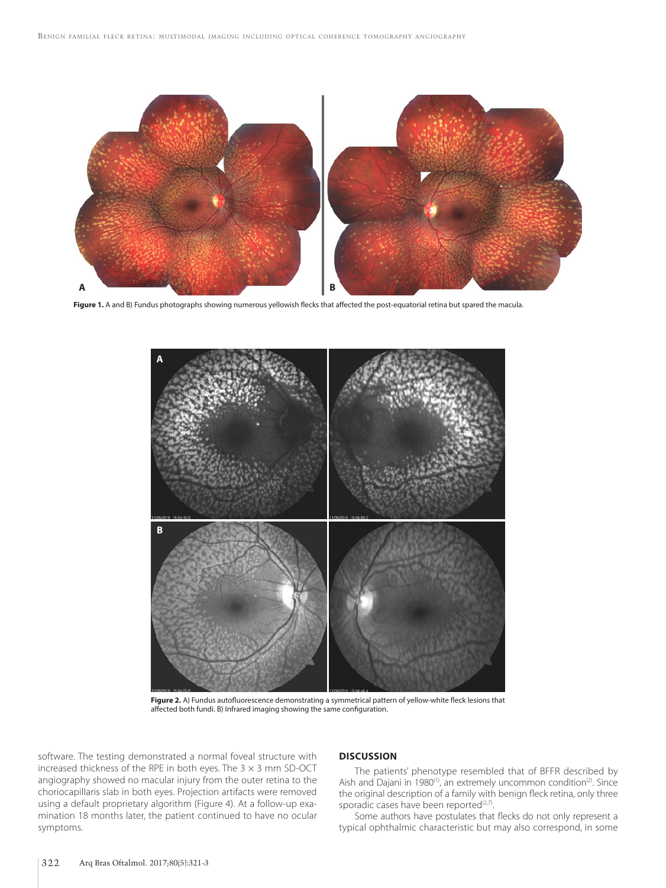**Figure 1.** A and B) Fundus photographs showing numerous yellowish flecks that affected the post-equatorial retina but spared the macula.

**Figure 2.** A) Fundus autofluorescence demonstrating a symmetrical pattern of yellow-white fleck lesions that affected both fundi. B) Infrared imaging showing the same configuration.

software. The testing demonstrated a normal foveal structure with increased thickness of the RPE in both eyes. The 3 × 3 mm SD-OCT angiography showed no macular injury from the outer retina to the choriocapillaris slab in both eyes. Projection artifacts were removed using a default proprietary algorithm (Figure 4). At a follow-up examination 18 months later, the patient continued to have no ocular symptoms.

## DISCUSSION

The patients' phenotype resembled that of BFFR described by Aish and Dajani in 1980[1], an extremely uncommon condition[2]. Since the original description of a family with benign fleck retina, only three sporadic cases have been reported[2,7].

Some authors have postulates that flecks do not only represent a typical ophthalmic characteristic but may also correspond, in some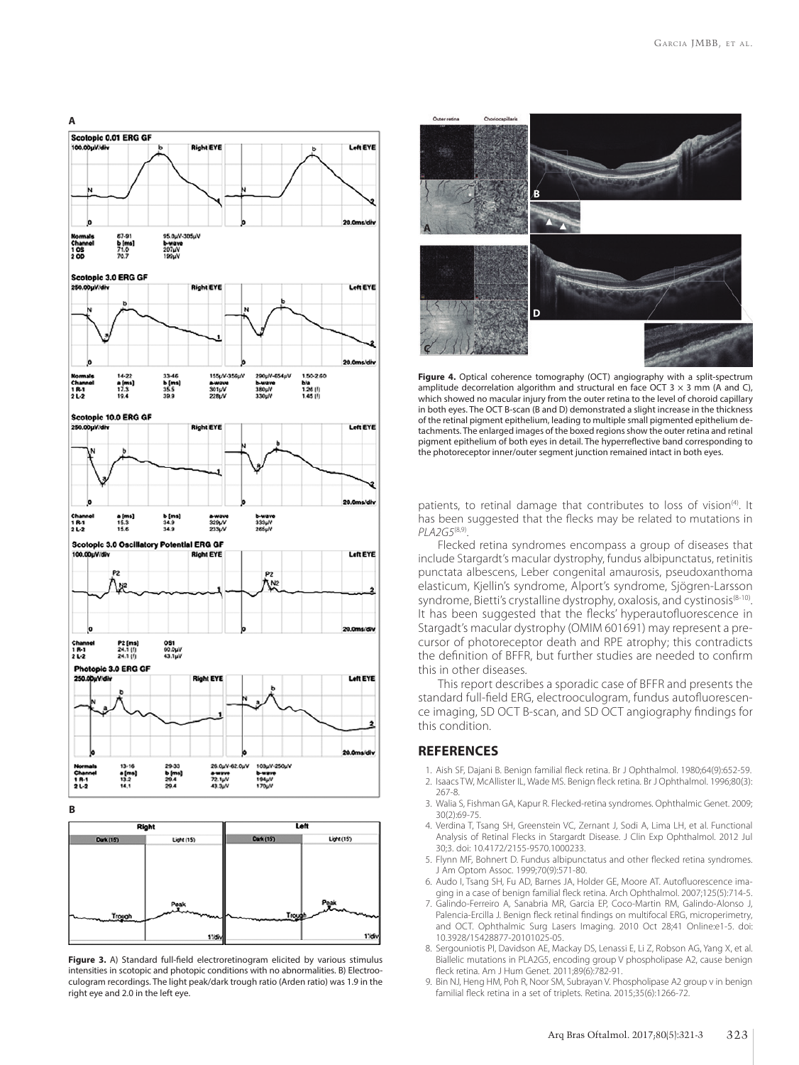**A**

Scotopic 0.01 ERG GF
100.00µV/div
Right EYE
Left EYE
20.0ms/div
Normals 67-91 95.0µV-305µV
Channel b [ms] b-wave
1 OS 71.0 207µV
2 OD 70.7 199µV

Scotopic 3.0 ERG GF
250.00µV/div
Right EYE
Left EYE
20.0ms/div
Normals 14-22 33-46 155µV-350µV 290µV-654µV 1.50-2.60
Channel a [ms] b [ms] a-wave b-wave b/a
1 R-1 17.3 35.5 301µV 380µV 1.26 (!)
2 L-2 19.4 39.9 228µV 330µV 1.45 (!)

Scotopic 10.0 ERG GF
250.00µV/div
Right EYE
Left EYE
20.0ms/div
Channel a [ms] b [ms] a-wave b-wave
1 R-1 15.3 34.9 329µV 333µV
2 L-2 15.6 34.9 233µV 265µV

Scotopic 3.0 Oscillatory Potential ERG GF
100.00µV/div
Right EYE
Left EYE
20.0ms/div
Channel P2 [ms] OS1
1 R-1 24.1 (!) 60.0µV
2 L-2 24.1 (!) 43.1µV

Photopic 3.0 ERG GF
250.00µV/div
Right EYE
Left EYE
20.0ms/div
Normals 13-16 29-33 26.0µV-62.0µV 103µV-250µV
Channel a [ms] b [ms] a-wave b-wave
1 R-1 13.2 29.4 72.1µV 194µV
2 L-2 14.1 29.4 43.3µV 170µV

**B**

Right
Dark (15') Light (15')
Trough
Peak
1'/div

Left
Dark (15') Light (15')
Trough
Peak
1'/div

**Figure 3.** A) Standard full-field electroretinogram elicited by various stimulus intensities in scotopic and photopic conditions with no abnormalities. B) Electrooculogram recordings. The light peak/dark trough ratio (Arden ratio) was 1.9 in the right eye and 2.0 in the left eye.

Outer retina
Choriocapillaris

**Figure 4.** Optical coherence tomography (OCT) angiography with a split-spectrum amplitude decorrelation algorithm and structural en face OCT 3 × 3 mm (A and C), which showed no macular injury from the outer retina to the level of choroid capillary in both eyes. The OCT B-scan (B and D) demonstrated a slight increase in the thickness of the retinal pigment epithelium, leading to multiple small pigmented epithelium detachments. The enlarged images of the boxed regions show the outer retina and retinal pigment epithelium of both eyes in detail. The hyperreflective band corresponding to the photoreceptor inner/outer segment junction remained intact in both eyes.

patients, to retinal damage that contributes to loss of vision[4]. It has been suggested that the flecks may be related to mutations in *PLA2G5*[8,9].

Flecked retina syndromes encompass a group of diseases that include Stargardt's macular dystrophy, fundus albipunctatus, retinitis punctata albescens, Leber congenital amaurosis, pseudoxanthoma elasticum, Kjellin's syndrome, Alport's syndrome, Sjögren-Larsson syndrome, Bietti's crystalline dystrophy, oxalosis, and cystinosis[8-10]. It has been suggested that the flecks' hyperautofluorescence in Stargadt's macular dystrophy (OMIM 601691) may represent a precursor of photoreceptor death and RPE atrophy; this contradicts the definition of BFFR, but further studies are needed to confirm this in other diseases.

This report describes a sporadic case of BFFR and presents the standard full-field ERG, electrooculogram, fundus autofluorescence imaging, SD OCT B-scan, and SD OCT angiography findings for this condition.

## REFERENCES

1. Aish SF, Dajani B. Benign familial fleck retina. Br J Ophthalmol. 1980;64(9):652-59.
2. Isaacs TW, McAllister IL, Wade MS. Benign fleck retina. Br J Ophthalmol. 1996;80(3): 267-8.
3. Walia S, Fishman GA, Kapur R. Flecked-retina syndromes. Ophthalmic Genet. 2009; 30(2):69-75.
4. Verdina T, Tsang SH, Greenstein VC, Zernant J, Sodi A, Lima LH, et al. Functional Analysis of Retinal Flecks in Stargardt Disease. J Clin Exp Ophthalmol. 2012 Jul 30;3. doi: 10.4172/2155-9570.1000233.
5. Flynn MF, Bohnert D. Fundus albipunctatus and other flecked retina syndromes. J Am Optom Assoc. 1999;70(9):571-80.
6. Audo I, Tsang SH, Fu AD, Barnes JA, Holder GE, Moore AT. Autofluorescence imaging in a case of benign familial fleck retina. Arch Ophthalmol. 2007;125(5):714-5.
7. Galindo-Ferreiro A, Sanabria MR, Garcia EP, Coco-Martin RM, Galindo-Alonso J, Palencia-Ercilla J. Benign fleck retinal findings on multifocal ERG, microperimetry, and OCT. Ophthalmic Surg Lasers Imaging. 2010 Oct 28;41 Online:e1-5. doi: 10.3928/15428877-20101025-05.
8. Sergouniotis PI, Davidson AE, Mackay DS, Lenassi E, Li Z, Robson AG, Yang X, et al. Biallelic mutations in PLA2G5, encoding group V phospholipase A2, cause benign fleck retina. Am J Hum Genet. 2011;89(6):782-91.
9. Bin NJ, Heng HM, Poh R, Noor SM, Subrayan V. Phospholipase A2 group v in benign familial fleck retina in a set of triplets. Retina. 2015;35(6):1266-72.